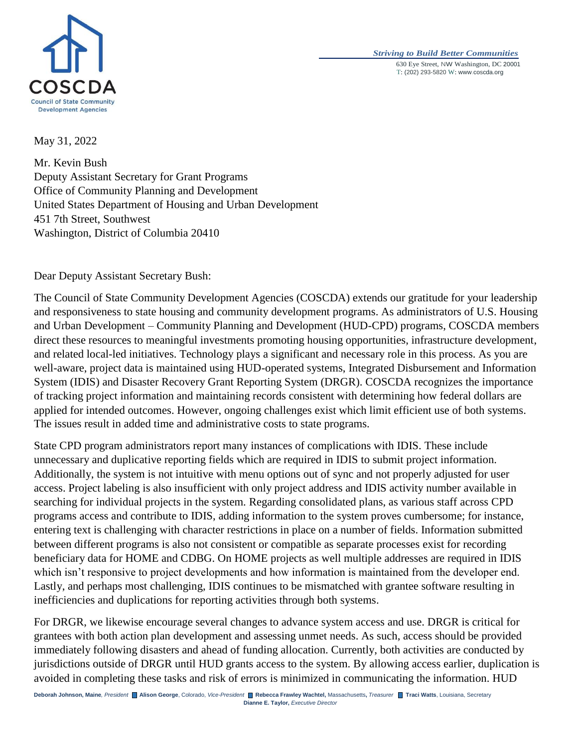COSCDA
Council of State Community Development Agencies

*Striving to Build Better Communities*
630 Eye Street, NW Washington, DC 20001
T: (202) 293-5820 W: www.coscda.org

May 31, 2022

Mr. Kevin Bush
Deputy Assistant Secretary for Grant Programs
Office of Community Planning and Development
United States Department of Housing and Urban Development
451 7th Street, Southwest
Washington, District of Columbia 20410

Dear Deputy Assistant Secretary Bush:

The Council of State Community Development Agencies (COSCDA) extends our gratitude for your leadership and responsiveness to state housing and community development programs. As administrators of U.S. Housing and Urban Development – Community Planning and Development (HUD-CPD) programs, COSCDA members direct these resources to meaningful investments promoting housing opportunities, infrastructure development, and related local-led initiatives. Technology plays a significant and necessary role in this process. As you are well-aware, project data is maintained using HUD-operated systems, Integrated Disbursement and Information System (IDIS) and Disaster Recovery Grant Reporting System (DRGR). COSCDA recognizes the importance of tracking project information and maintaining records consistent with determining how federal dollars are applied for intended outcomes. However, ongoing challenges exist which limit efficient use of both systems. The issues result in added time and administrative costs to state programs.

State CPD program administrators report many instances of complications with IDIS. These include unnecessary and duplicative reporting fields which are required in IDIS to submit project information. Additionally, the system is not intuitive with menu options out of sync and not properly adjusted for user access. Project labeling is also insufficient with only project address and IDIS activity number available in searching for individual projects in the system. Regarding consolidated plans, as various staff across CPD programs access and contribute to IDIS, adding information to the system proves cumbersome; for instance, entering text is challenging with character restrictions in place on a number of fields. Information submitted between different programs is also not consistent or compatible as separate processes exist for recording beneficiary data for HOME and CDBG. On HOME projects as well multiple addresses are required in IDIS which isn't responsive to project developments and how information is maintained from the developer end. Lastly, and perhaps most challenging, IDIS continues to be mismatched with grantee software resulting in inefficiencies and duplications for reporting activities through both systems.

For DRGR, we likewise encourage several changes to advance system access and use. DRGR is critical for grantees with both action plan development and assessing unmet needs. As such, access should be provided immediately following disasters and ahead of funding allocation. Currently, both activities are conducted by jurisdictions outside of DRGR until HUD grants access to the system. By allowing access earlier, duplication is avoided in completing these tasks and risk of errors is minimized in communicating the information. HUD

**Deborah Johnson, Maine**, *President* **Alison George**, Colorado, *Vice-President* **Rebecca Frawley Wachtel,** Massachusetts, *Treasurer* **Traci Watts**, Louisiana, Secretary
**Dianne E. Taylor,** *Executive Director*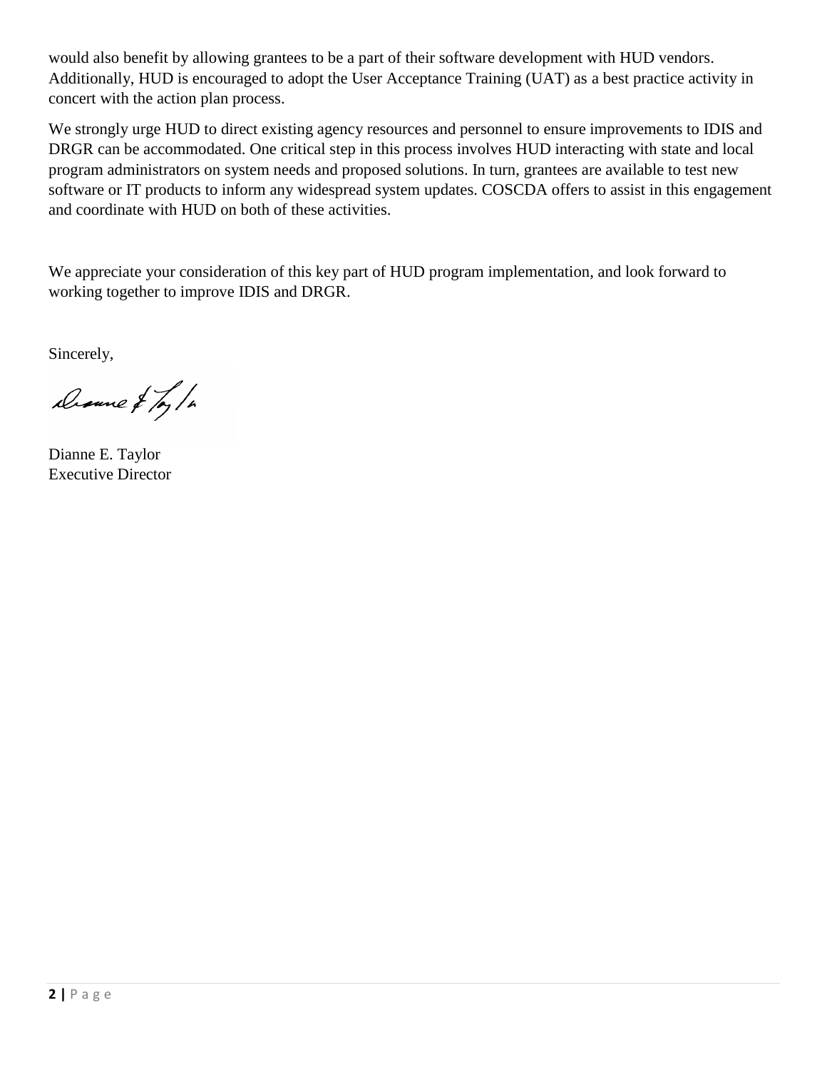would also benefit by allowing grantees to be a part of their software development with HUD vendors. Additionally, HUD is encouraged to adopt the User Acceptance Training (UAT) as a best practice activity in concert with the action plan process.

We strongly urge HUD to direct existing agency resources and personnel to ensure improvements to IDIS and DRGR can be accommodated. One critical step in this process involves HUD interacting with state and local program administrators on system needs and proposed solutions. In turn, grantees are available to test new software or IT products to inform any widespread system updates. COSCDA offers to assist in this engagement and coordinate with HUD on both of these activities.

We appreciate your consideration of this key part of HUD program implementation, and look forward to working together to improve IDIS and DRGR.

Sincerely,

Dianne E. Taylor
Executive Director